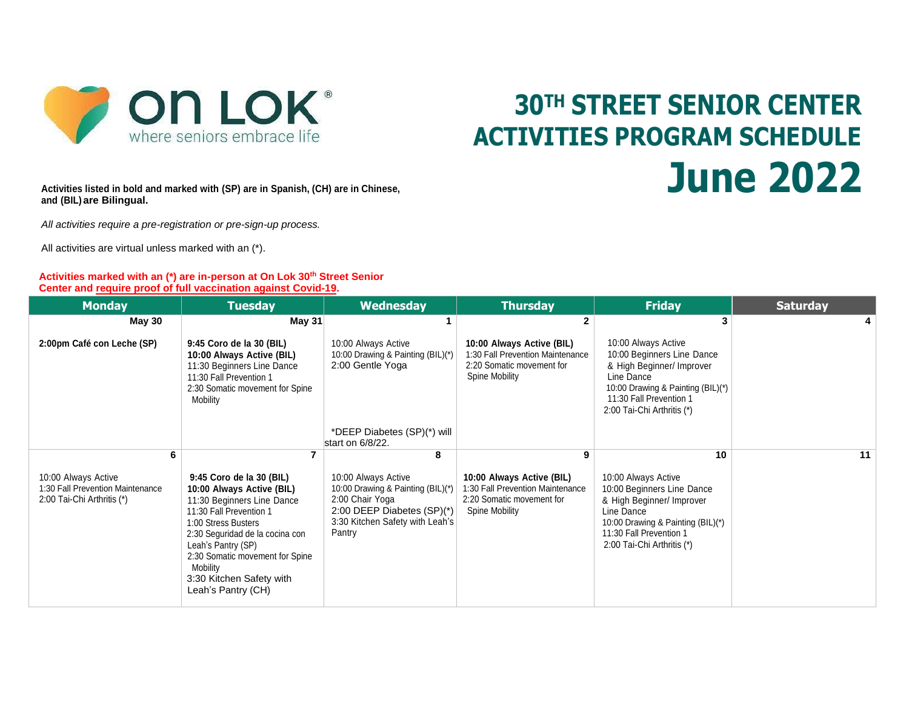**on LOK**®
where seniors embrace life

# 30TH STREET SENIOR CENTER ACTIVITIES PROGRAM SCHEDULE

# June 2022

**Activities listed in bold and marked with (SP) are in Spanish, (CH) are in Chinese, and (BIL) are Bilingual.**

*All activities require a pre-registration or pre-sign-up process.*

All activities are virtual unless marked with an (*).

**Activities marked with an (*) are in-person at On Lok 30th Street Senior Center and require proof of full vaccination against Covid-19.**

| Monday | Tuesday | Wednesday | Thursday | Friday | Saturday |
|---|---|---|---|---|---|
| **May 30**<br><br>**2:00pm Café con Leche (SP)** | **May 31**<br><br>**9:45 Coro de la 30 (BIL)**<br>**10:00 Always Active (BIL)**<br>11:30 Beginners Line Dance<br>11:30 Fall Prevention 1<br>2:30 Somatic movement for Spine Mobility | **1**<br><br>10:00 Always Active<br>10:00 Drawing & Painting (BIL)(*)<br>2:00 Gentle Yoga<br><br>*DEEP Diabetes (SP)(*) will start on 6/8/22. | **2**<br><br>**10:00 Always Active (BIL)**<br>1:30 Fall Prevention Maintenance<br>2:20 Somatic movement for Spine Mobility | **3**<br><br>10:00 Always Active<br>10:00 Beginners Line Dance & High Beginner/ Improver Line Dance<br>10:00 Drawing & Painting (BIL)(*)<br>11:30 Fall Prevention 1<br>2:00 Tai-Chi Arthritis (*) | **4** |
| **6**<br><br>10:00 Always Active<br>1:30 Fall Prevention Maintenance<br>2:00 Tai-Chi Arthritis (*) | **7**<br><br>**9:45 Coro de la 30 (BIL)**<br>**10:00 Always Active (BIL)**<br>11:30 Beginners Line Dance<br>11:30 Fall Prevention 1<br>1:00 Stress Busters<br>2:30 Seguridad de la cocina con Leah's Pantry (SP)<br>2:30 Somatic movement for Spine Mobility<br>3:30 Kitchen Safety with Leah's Pantry (CH) | **8**<br><br>10:00 Always Active<br>10:00 Drawing & Painting (BIL)(*)<br>2:00 Chair Yoga<br>2:00 DEEP Diabetes (SP)(*)<br>3:30 Kitchen Safety with Leah's Pantry | **9**<br><br>**10:00 Always Active (BIL)**<br>1:30 Fall Prevention Maintenance<br>2:20 Somatic movement for Spine Mobility | **10**<br><br>10:00 Always Active<br>10:00 Beginners Line Dance & High Beginner/ Improver Line Dance<br>10:00 Drawing & Painting (BIL)(*)<br>11:30 Fall Prevention 1<br>2:00 Tai-Chi Arthritis (*) | **11** |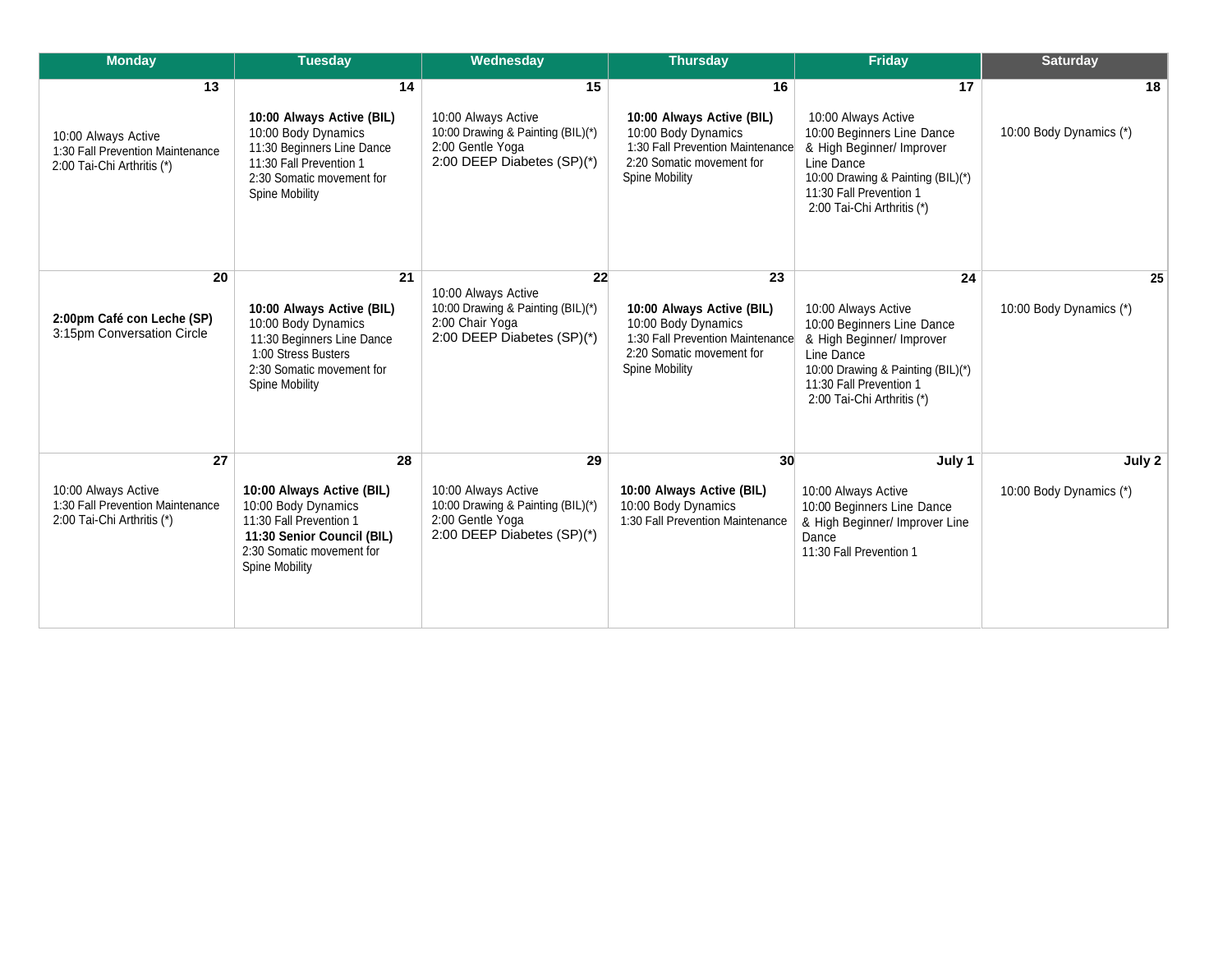| Monday | Tuesday | Wednesday | Thursday | Friday | Saturday |
| --- | --- | --- | --- | --- | --- |
| **13**<br>10:00 Always Active<br>1:30 Fall Prevention Maintenance<br>2:00 Tai-Chi Arthritis (*) | **14**<br>**10:00 Always Active (BIL)**<br>10:00 Body Dynamics<br>11:30 Beginners Line Dance<br>11:30 Fall Prevention 1<br>2:30 Somatic movement for Spine Mobility | **15**<br>10:00 Always Active<br>10:00 Drawing & Painting (BIL)(*)<br>2:00 Gentle Yoga<br>2:00 DEEP Diabetes (SP)(*) | **16**<br>**10:00 Always Active (BIL)**<br>10:00 Body Dynamics<br>1:30 Fall Prevention Maintenance<br>2:20 Somatic movement for Spine Mobility | **17**<br>10:00 Always Active<br>10:00 Beginners Line Dance & High Beginner/ Improver Line Dance<br>10:00 Drawing & Painting (BIL)(*)<br>11:30 Fall Prevention 1<br>2:00 Tai-Chi Arthritis (*) | **18**<br>10:00 Body Dynamics (*) |
| **20**<br>**2:00pm Café con Leche (SP)**<br>3:15pm Conversation Circle | **21**<br>**10:00 Always Active (BIL)**<br>10:00 Body Dynamics<br>11:30 Beginners Line Dance<br>1:00 Stress Busters<br>2:30 Somatic movement for Spine Mobility | **22**<br>10:00 Always Active<br>10:00 Drawing & Painting (BIL)(*)<br>2:00 Chair Yoga<br>2:00 DEEP Diabetes (SP)(*) | **23**<br>**10:00 Always Active (BIL)**<br>10:00 Body Dynamics<br>1:30 Fall Prevention Maintenance<br>2:20 Somatic movement for Spine Mobility | **24**<br>10:00 Always Active<br>10:00 Beginners Line Dance & High Beginner/ Improver Line Dance<br>10:00 Drawing & Painting (BIL)(*)<br>11:30 Fall Prevention 1<br>2:00 Tai-Chi Arthritis (*) | **25**<br>10:00 Body Dynamics (*) |
| **27**<br>10:00 Always Active<br>1:30 Fall Prevention Maintenance<br>2:00 Tai-Chi Arthritis (*) | **28**<br>**10:00 Always Active (BIL)**<br>10:00 Body Dynamics<br>11:30 Fall Prevention 1<br>**11:30 Senior Council (BIL)**<br>2:30 Somatic movement for Spine Mobility | **29**<br>10:00 Always Active<br>10:00 Drawing & Painting (BIL)(*)<br>2:00 Gentle Yoga<br>2:00 DEEP Diabetes (SP)(*) | **30**<br>**10:00 Always Active (BIL)**<br>10:00 Body Dynamics<br>1:30 Fall Prevention Maintenance | **July 1**<br>10:00 Always Active<br>10:00 Beginners Line Dance & High Beginner/ Improver Line Dance<br>11:30 Fall Prevention 1 | **July 2**<br>10:00 Body Dynamics (*) |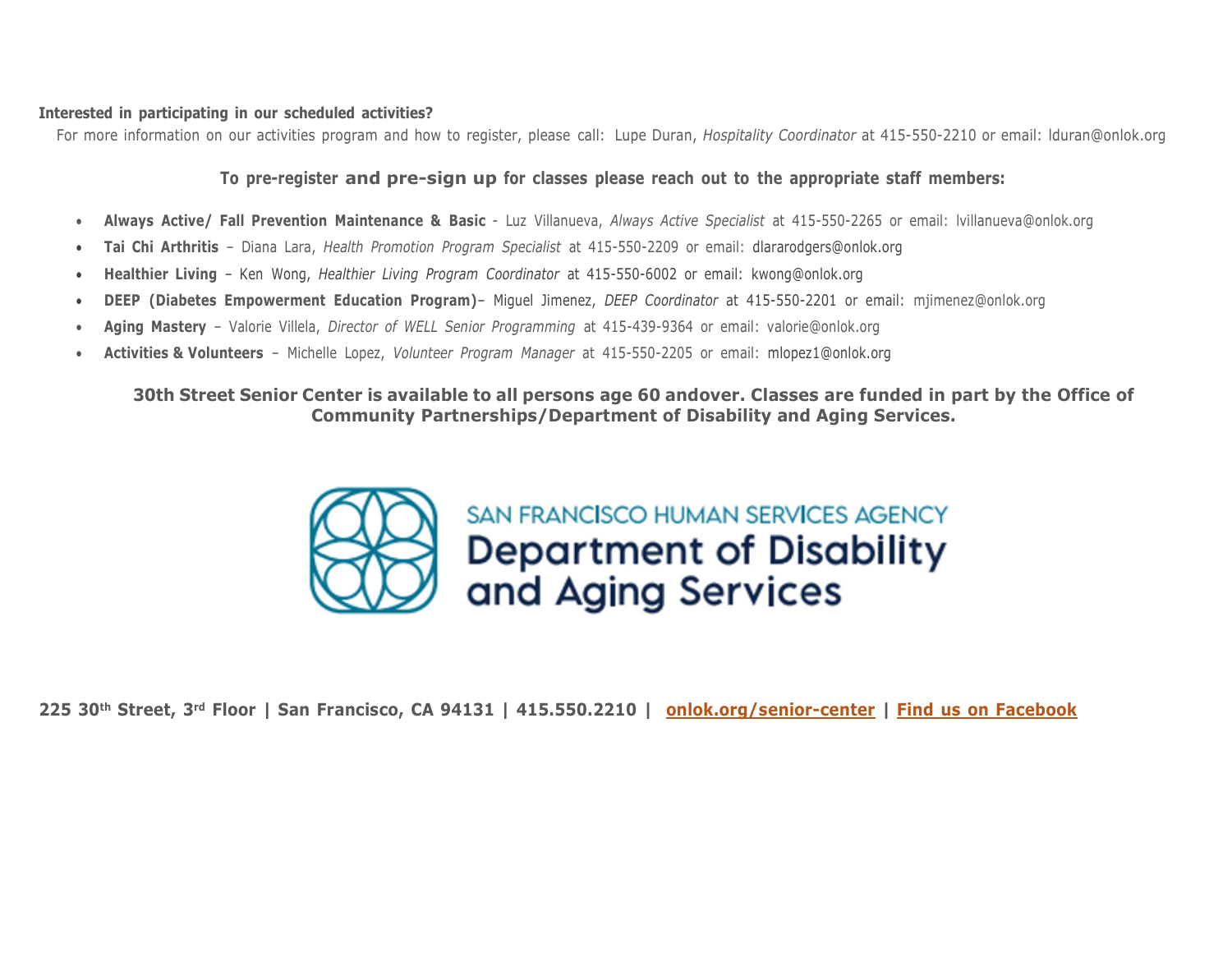**Interested in participating in our scheduled activities?**

For more information on our activities program and how to register, please call: Lupe Duran, *Hospitality Coordinator* at 415-550-2210 or email: lduran@onlok.org

**To pre-register and pre-sign up for classes please reach out to the appropriate staff members:**

- **Always Active/ Fall Prevention Maintenance & Basic** - Luz Villanueva, *Always Active Specialist* at 415-550-2265 or email: lvillanueva@onlok.org
- **Tai Chi Arthritis** – Diana Lara, *Health Promotion Program Specialist* at 415-550-2209 or email: dlararodgers@onlok.org
- **Healthier Living** – Ken Wong, *Healthier Living Program Coordinator* at 415-550-6002 or email: kwong@onlok.org
- **DEEP (Diabetes Empowerment Education Program)**– Miguel Jimenez, *DEEP Coordinator* at 415-550-2201 or email: mjimenez@onlok.org
- **Aging Mastery** – Valorie Villela, *Director of WELL Senior Programming* at 415-439-9364 or email: valorie@onlok.org
- **Activities & Volunteers** – Michelle Lopez, *Volunteer Program Manager* at 415-550-2205 or email: mlopez1@onlok.org

**30th Street Senior Center is available to all persons age 60 andover. Classes are funded in part by the Office of Community Partnerships/Department of Disability and Aging Services.**

SAN FRANCISCO HUMAN SERVICES AGENCY
Department of Disability and Aging Services

**225 30th Street, 3rd Floor | San Francisco, CA 94131 | 415.550.2210 | onlok.org/senior-center | Find us on Facebook**